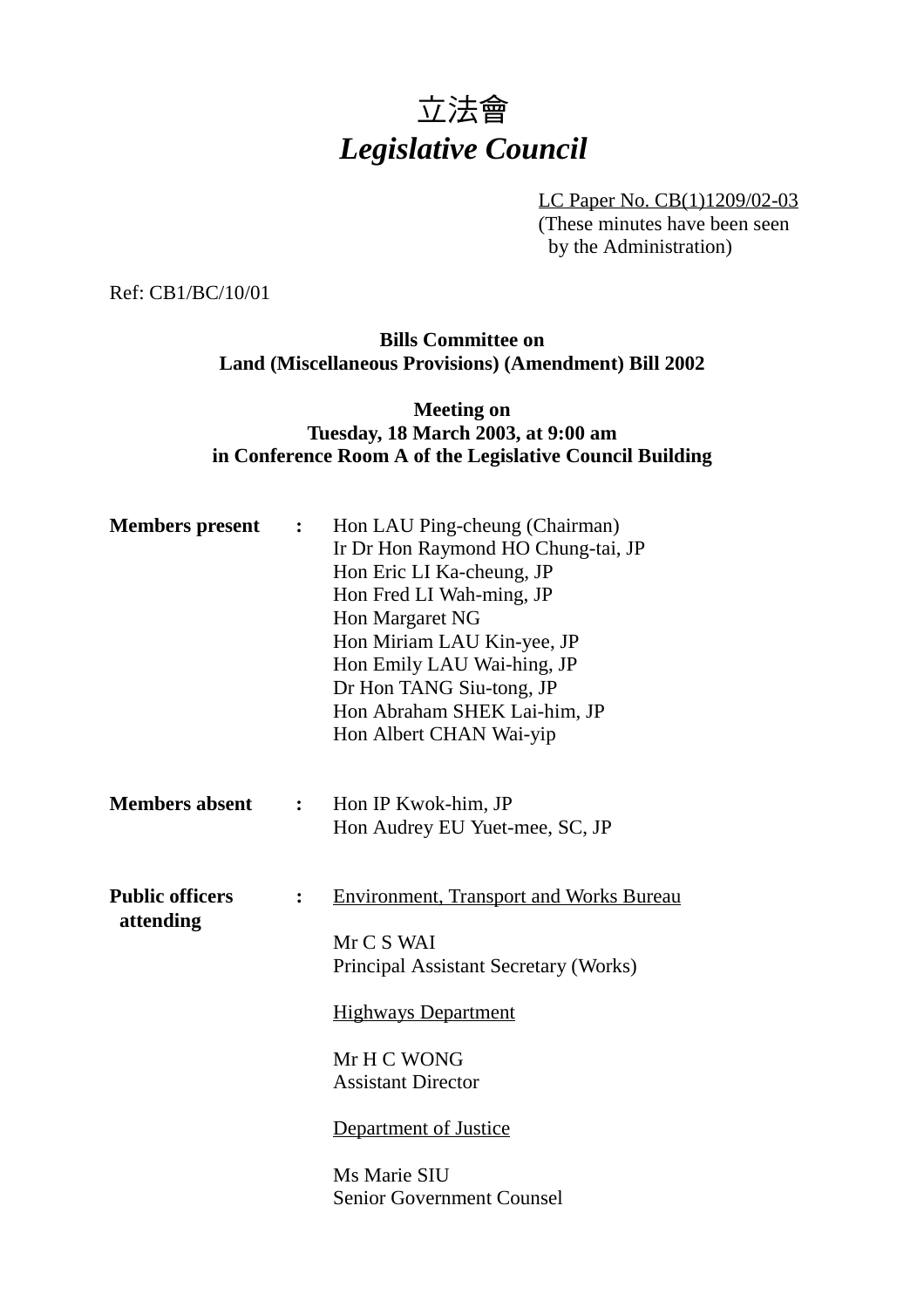# 立法會
# *Legislative Council*

LC Paper No. CB(1)1209/02-03
(These minutes have been seen by the Administration)

Ref: CB1/BC/10/01

**Bills Committee on**
**Land (Miscellaneous Provisions) (Amendment) Bill 2002**

**Meeting on**
**Tuesday, 18 March 2003, at 9:00 am**
**in Conference Room A of the Legislative Council Building**

**Members present :**

Hon LAU Ping-cheung (Chairman)
Ir Dr Hon Raymond HO Chung-tai, JP
Hon Eric LI Ka-cheung, JP
Hon Fred LI Wah-ming, JP
Hon Margaret NG
Hon Miriam LAU Kin-yee, JP
Hon Emily LAU Wai-hing, JP
Dr Hon TANG Siu-tong, JP
Hon Abraham SHEK Lai-him, JP
Hon Albert CHAN Wai-yip

**Members absent :**

Hon IP Kwok-him, JP
Hon Audrey EU Yuet-mee, SC, JP

**Public officers attending :**

Environment, Transport and Works Bureau

Mr C S WAI
Principal Assistant Secretary (Works)

Highways Department

Mr H C WONG
Assistant Director

Department of Justice

Ms Marie SIU
Senior Government Counsel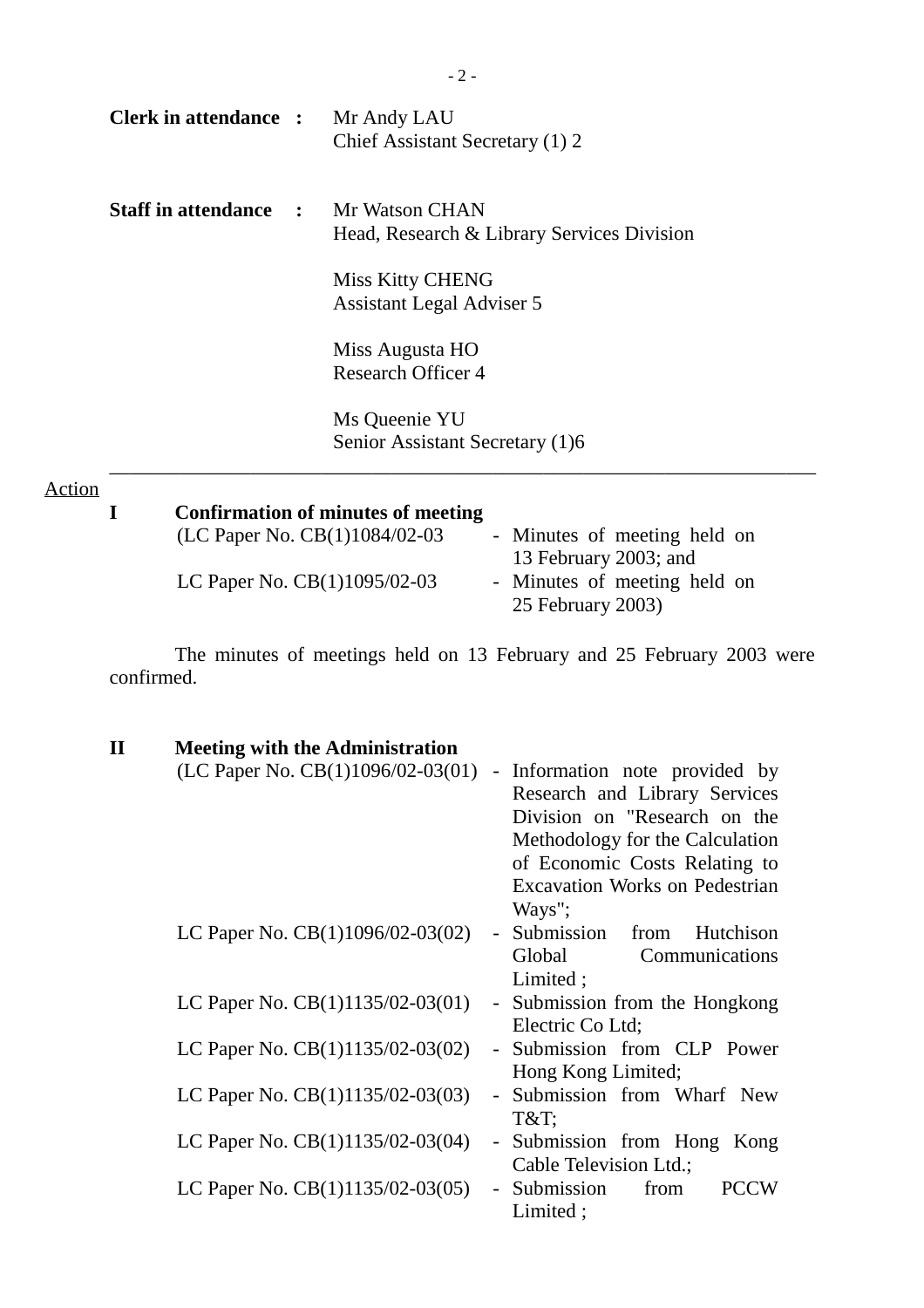**Clerk in attendance :** Mr Andy LAU
Chief Assistant Secretary (1) 2

**Staff in attendance :** Mr Watson CHAN
Head, Research & Library Services Division

Miss Kitty CHENG
Assistant Legal Adviser 5

Miss Augusta HO
Research Officer 4

Ms Queenie YU
Senior Assistant Secretary (1)6

---

Action

**I Confirmation of minutes of meeting**

(LC Paper No. CB(1)1084/02-03 - Minutes of meeting held on 13 February 2003; and

LC Paper No. CB(1)1095/02-03 - Minutes of meeting held on 25 February 2003)

The minutes of meetings held on 13 February and 25 February 2003 were confirmed.

**II Meeting with the Administration**

(LC Paper No. CB(1)1096/02-03(01) - Information note provided by Research and Library Services Division on "Research on the Methodology for the Calculation of Economic Costs Relating to Excavation Works on Pedestrian Ways";

LC Paper No. CB(1)1096/02-03(02) - Submission from Hutchison Global Communications Limited ;

LC Paper No. CB(1)1135/02-03(01) - Submission from the Hongkong Electric Co Ltd;

LC Paper No. CB(1)1135/02-03(02) - Submission from CLP Power Hong Kong Limited;

LC Paper No. CB(1)1135/02-03(03) - Submission from Wharf New T&T;

LC Paper No. CB(1)1135/02-03(04) - Submission from Hong Kong Cable Television Ltd.;

LC Paper No. CB(1)1135/02-03(05) - Submission from PCCW Limited ;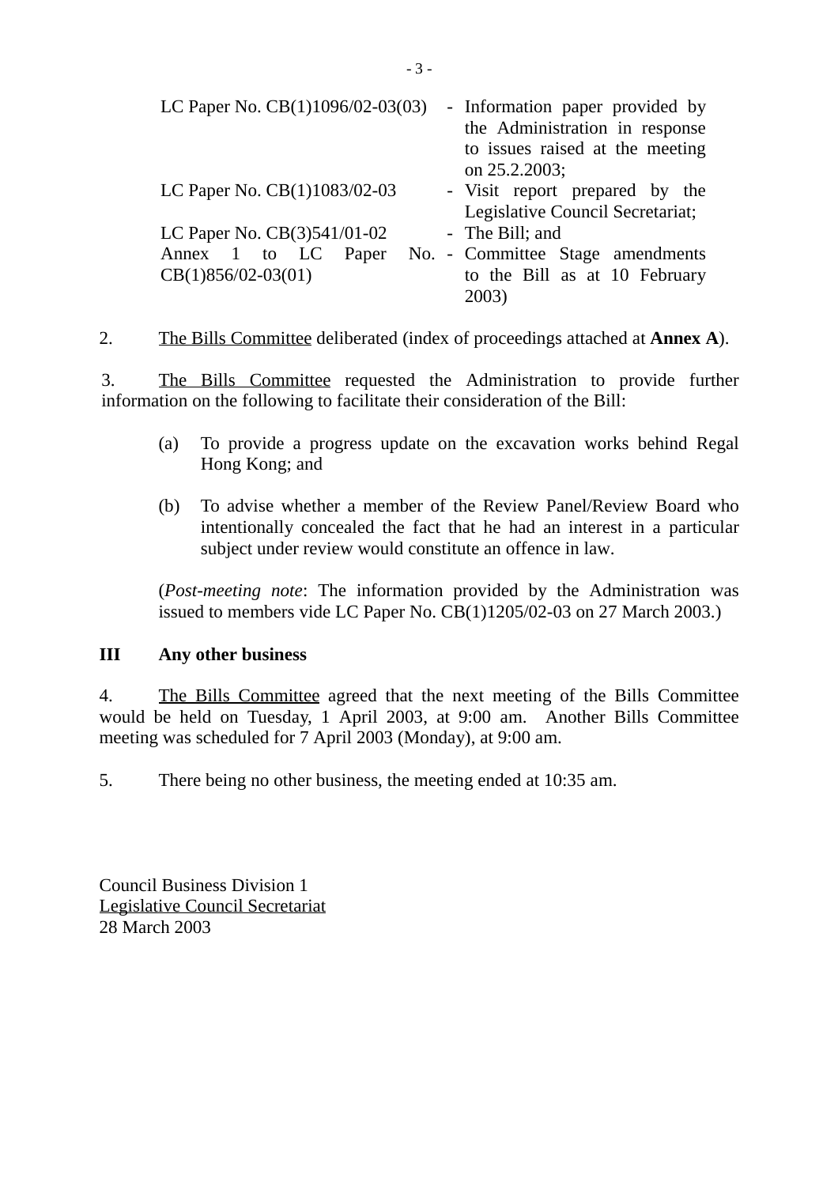| | | |
|---|---|---|
| LC Paper No. CB(1)1096/02-03(03) | - | Information paper provided by the Administration in response to issues raised at the meeting on 25.2.2003; |
| LC Paper No. CB(1)1083/02-03 | - | Visit report prepared by the Legislative Council Secretariat; |
| LC Paper No. CB(3)541/01-02 | - | The Bill; and |
| Annex 1 to LC Paper No. CB(1)856/02-03(01) | - | Committee Stage amendments to the Bill as at 10 February 2003) |

2. The Bills Committee deliberated (index of proceedings attached at **Annex A**).

3. The Bills Committee requested the Administration to provide further information on the following to facilitate their consideration of the Bill:

(a) To provide a progress update on the excavation works behind Regal Hong Kong; and

(b) To advise whether a member of the Review Panel/Review Board who intentionally concealed the fact that he had an interest in a particular subject under review would constitute an offence in law.

(*Post-meeting note*: The information provided by the Administration was issued to members vide LC Paper No. CB(1)1205/02-03 on 27 March 2003.)

**III Any other business**

4. The Bills Committee agreed that the next meeting of the Bills Committee would be held on Tuesday, 1 April 2003, at 9:00 am. Another Bills Committee meeting was scheduled for 7 April 2003 (Monday), at 9:00 am.

5. There being no other business, the meeting ended at 10:35 am.

Council Business Division 1
Legislative Council Secretariat
28 March 2003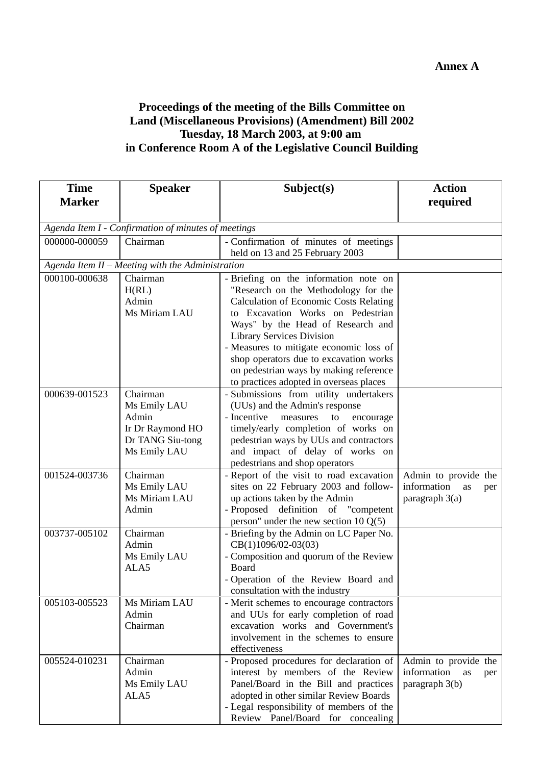**Annex A**

**Proceedings of the meeting of the Bills Committee on Land (Miscellaneous Provisions) (Amendment) Bill 2002 Tuesday, 18 March 2003, at 9:00 am in Conference Room A of the Legislative Council Building**

| Time Marker | Speaker | Subject(s) | Action required |
|---|---|---|---|
| *Agenda Item I - Confirmation of minutes of meetings* | | | |
| 000000-000059 | Chairman | - Confirmation of minutes of meetings held on 13 and 25 February 2003 | |
| *Agenda Item II – Meeting with the Administration* | | | |
| 000100-000638 | Chairman<br>H(RL)<br>Admin<br>Ms Miriam LAU | - Briefing on the information note on "Research on the Methodology for the Calculation of Economic Costs Relating to Excavation Works on Pedestrian Ways" by the Head of Research and Library Services Division<br>- Measures to mitigate economic loss of shop operators due to excavation works on pedestrian ways by making reference to practices adopted in overseas places | |
| 000639-001523 | Chairman<br>Ms Emily LAU<br>Admin<br>Ir Dr Raymond HO<br>Dr TANG Siu-tong<br>Ms Emily LAU | - Submissions from utility undertakers (UUs) and the Admin's response<br>- Incentive measures to encourage timely/early completion of works on pedestrian ways by UUs and contractors and impact of delay of works on pedestrians and shop operators | |
| 001524-003736 | Chairman<br>Ms Emily LAU<br>Ms Miriam LAU<br>Admin | - Report of the visit to road excavation sites on 22 February 2003 and follow-up actions taken by the Admin<br>- Proposed definition of "competent person" under the new section 10 Q(5) | Admin to provide the information as per paragraph 3(a) |
| 003737-005102 | Chairman<br>Admin<br>Ms Emily LAU<br>ALA5 | - Briefing by the Admin on LC Paper No. CB(1)1096/02-03(03)<br>- Composition and quorum of the Review Board<br>- Operation of the Review Board and consultation with the industry | |
| 005103-005523 | Ms Miriam LAU<br>Admin<br>Chairman | - Merit schemes to encourage contractors and UUs for early completion of road excavation works and Government's involvement in the schemes to ensure effectiveness | |
| 005524-010231 | Chairman<br>Admin<br>Ms Emily LAU<br>ALA5 | - Proposed procedures for declaration of interest by members of the Review Panel/Board in the Bill and practices adopted in other similar Review Boards<br>- Legal responsibility of members of the Review Panel/Board for concealing | Admin to provide the information as per paragraph 3(b) |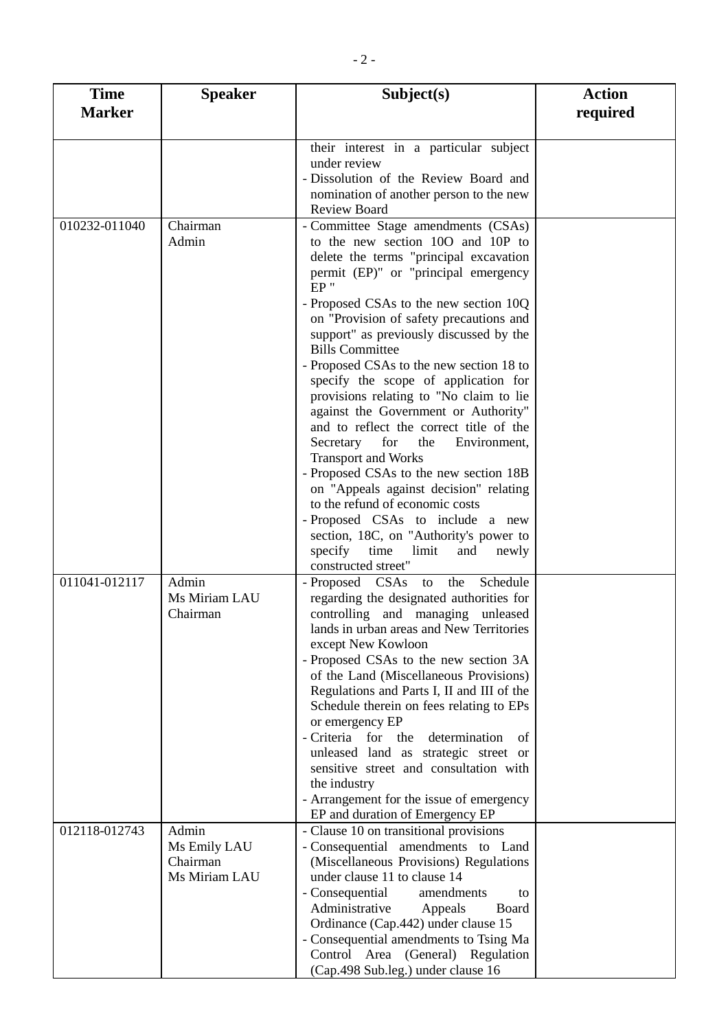| Time Marker | Speaker | Subject(s) | Action required |
|---|---|---|---|
| | | their interest in a particular subject under review<br>- Dissolution of the Review Board and nomination of another person to the new Review Board | |
| 010232-011040 | Chairman<br>Admin | - Committee Stage amendments (CSAs) to the new section 10O and 10P to delete the terms "principal excavation permit (EP)" or "principal emergency EP "<br>- Proposed CSAs to the new section 10Q on "Provision of safety precautions and support" as previously discussed by the Bills Committee<br>- Proposed CSAs to the new section 18 to specify the scope of application for provisions relating to "No claim to lie against the Government or Authority" and to reflect the correct title of the Secretary for the Environment, Transport and Works<br>- Proposed CSAs to the new section 18B on "Appeals against decision" relating to the refund of economic costs<br>- Proposed CSAs to include a new section, 18C, on "Authority's power to specify time limit and newly constructed street" | |
| 011041-012117 | Admin<br>Ms Miriam LAU<br>Chairman | - Proposed CSAs to the Schedule regarding the designated authorities for controlling and managing unleased lands in urban areas and New Territories except New Kowloon<br>- Proposed CSAs to the new section 3A of the Land (Miscellaneous Provisions) Regulations and Parts I, II and III of the Schedule therein on fees relating to EPs or emergency EP<br>- Criteria for the determination of unleased land as strategic street or sensitive street and consultation with the industry<br>- Arrangement for the issue of emergency EP and duration of Emergency EP | |
| 012118-012743 | Admin<br>Ms Emily LAU<br>Chairman<br>Ms Miriam LAU | - Clause 10 on transitional provisions<br>- Consequential amendments to Land (Miscellaneous Provisions) Regulations under clause 11 to clause 14<br>- Consequential amendments to Administrative Appeals Board Ordinance (Cap.442) under clause 15<br>- Consequential amendments to Tsing Ma Control Area (General) Regulation (Cap.498 Sub.leg.) under clause 16 | |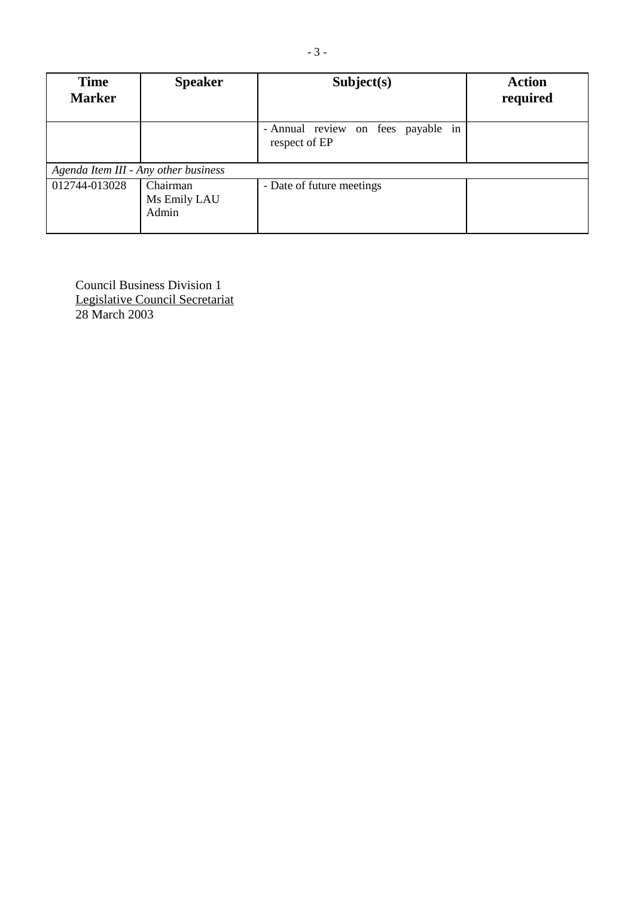| Time Marker | Speaker | Subject(s) | Action required |
|---|---|---|---|
| | | - Annual review on fees payable in respect of EP | |
| *Agenda Item III - Any other business* | | | |
| 012744-013028 | Chairman<br>Ms Emily LAU<br>Admin | - Date of future meetings | |

Council Business Division 1
Legislative Council Secretariat
28 March 2003